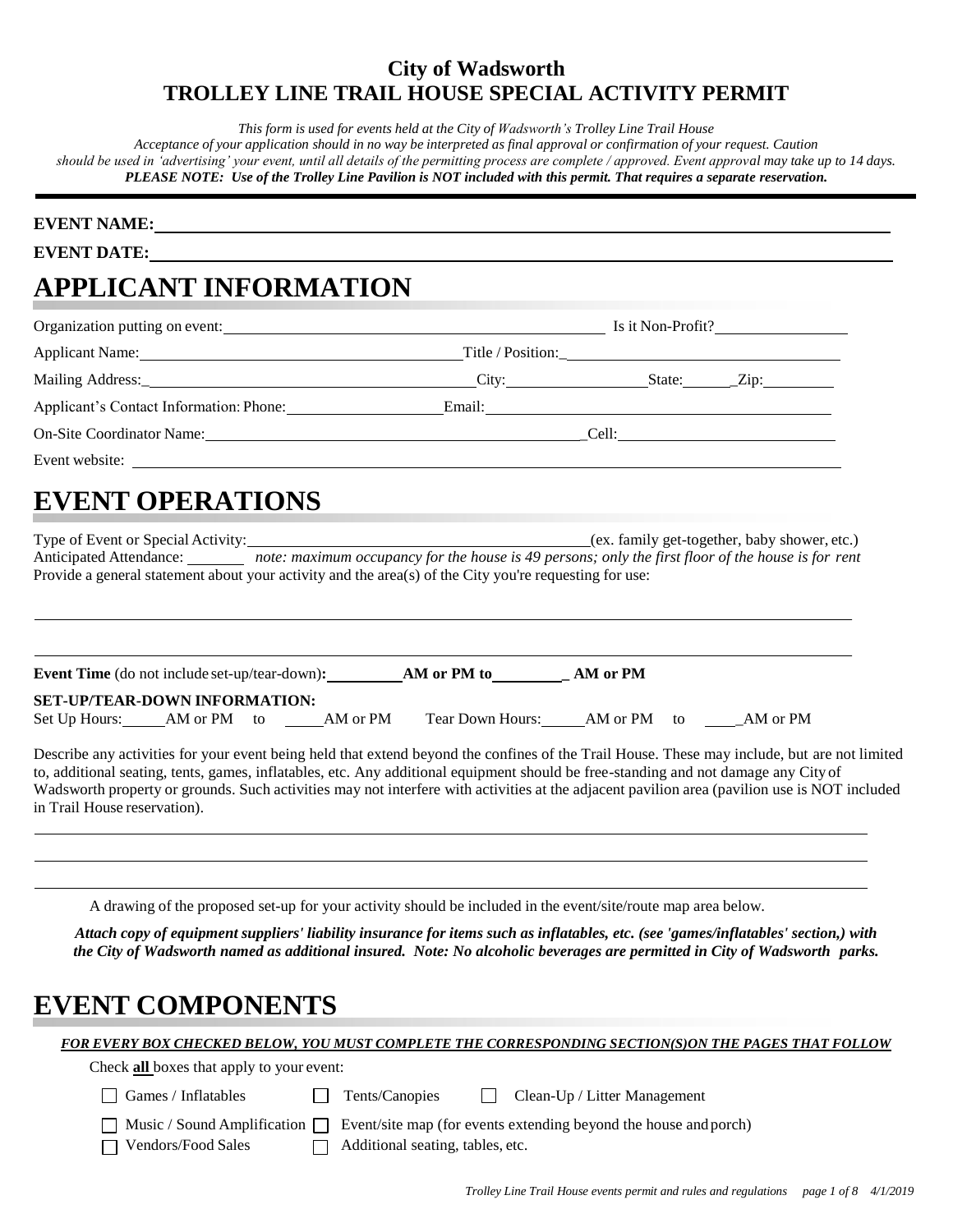**City of Wadsworth**
**TROLLEY LINE TRAIL HOUSE SPECIAL ACTIVITY PERMIT**

*This form is used for events held at the City of Wadsworth's Trolley Line Trail House*
*Acceptance of your application should in no way be interpreted as final approval or confirmation of your request. Caution should be used in 'advertising' your event, until all details of the permitting process are complete / approved. Event approval may take up to 14 days.*
***PLEASE NOTE: Use of the Trolley Line Pavilion is NOT included with this permit. That requires a separate reservation.***

---

**EVENT NAME:** ______________________________

**EVENT DATE:** ______________________________

# APPLICANT INFORMATION

Organization putting on event: ______________________ Is it Non-Profit? __________

Applicant Name: ______________________ Title / Position: ______________________

Mailing Address: ______________________ City: __________ State: ______ Zip: ________

Applicant's Contact Information: Phone: __________ Email: ______________________

On-Site Coordinator Name: ______________________ Cell: ______________________

Event website: ______________________

# EVENT OPERATIONS

Type of Event or Special Activity: ______________________ (ex. family get-together, baby shower, etc.)

Anticipated Attendance: _______ *note: maximum occupancy for the house is 49 persons; only the first floor of the house is for rent*

Provide a general statement about your activity and the area(s) of the City you're requesting for use:

______________________________

______________________________

**Event Time** (do not include set-up/tear-down)**:** ________ **AM or PM to** ________ **AM or PM**

**SET-UP/TEAR-DOWN INFORMATION:**

Set Up Hours: _____ AM or PM to _____ AM or PM  Tear Down Hours: _____ AM or PM to _____ AM or PM

Describe any activities for your event being held that extend beyond the confines of the Trail House. These may include, but are not limited to, additional seating, tents, games, inflatables, etc. Any additional equipment should be free-standing and not damage any City of Wadsworth property or grounds. Such activities may not interfere with activities at the adjacent pavilion area (pavilion use is NOT included in Trail House reservation).

______________________________

______________________________

______________________________

A drawing of the proposed set-up for your activity should be included in the event/site/route map area below.

***Attach copy of equipment suppliers' liability insurance for items such as inflatables, etc. (see 'games/inflatables' section,) with the City of Wadsworth named as additional insured. Note: No alcoholic beverages are permitted in City of Wadsworth parks.***

# EVENT COMPONENTS

***FOR EVERY BOX CHECKED BELOW, YOU MUST COMPLETE THE CORRESPONDING SECTION(S)ON THE PAGES THAT FOLLOW***

Check **all** boxes that apply to your event:

- ☐ Games / Inflatables
- ☐ Tents/Canopies
- ☐ Clean-Up / Litter Management
- ☐ Music / Sound Amplification
- ☐ Event/site map (for events extending beyond the house and porch)
- ☐ Vendors/Food Sales
- ☐ Additional seating, tables, etc.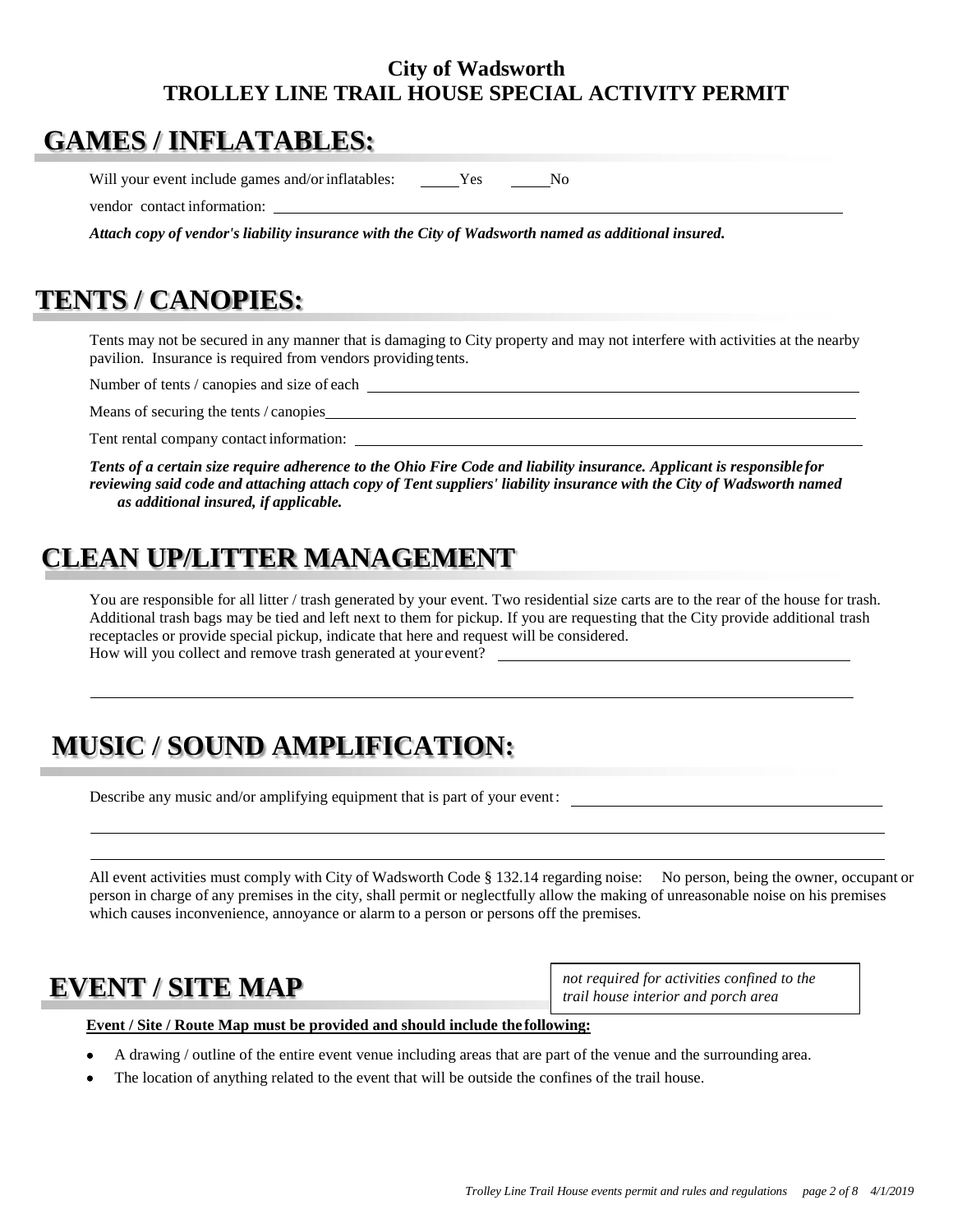**City of Wadsworth**
**TROLLEY LINE TRAIL HOUSE SPECIAL ACTIVITY PERMIT**

## GAMES / INFLATABLES:

Will your event include games and/or inflatables: \_\_\_\_\_Yes \_\_\_\_\_No

vendor contact information: \_\_\_\_\_\_\_\_\_\_\_\_\_\_\_\_\_\_\_\_\_\_\_\_\_\_\_\_\_\_\_\_\_\_\_\_\_\_\_\_

***Attach copy of vendor's liability insurance with the City of Wadsworth named as additional insured.***

## TENTS / CANOPIES:

Tents may not be secured in any manner that is damaging to City property and may not interfere with activities at the nearby pavilion. Insurance is required from vendors providing tents.

Number of tents / canopies and size of each \_\_\_\_\_\_\_\_\_\_\_\_\_\_\_\_\_\_\_\_\_\_\_\_\_\_\_\_\_\_\_\_\_\_\_\_\_\_\_\_

Means of securing the tents / canopies\_\_\_\_\_\_\_\_\_\_\_\_\_\_\_\_\_\_\_\_\_\_\_\_\_\_\_\_\_\_\_\_\_\_\_\_\_\_\_\_

Tent rental company contact information: \_\_\_\_\_\_\_\_\_\_\_\_\_\_\_\_\_\_\_\_\_\_\_\_\_\_\_\_\_\_\_\_\_\_\_\_\_\_\_\_

***Tents of a certain size require adherence to the Ohio Fire Code and liability insurance. Applicant is responsible for reviewing said code and attaching attach copy of Tent suppliers' liability insurance with the City of Wadsworth named as additional insured, if applicable.***

## CLEAN UP/LITTER MANAGEMENT

You are responsible for all litter / trash generated by your event. Two residential size carts are to the rear of the house for trash. Additional trash bags may be tied and left next to them for pickup. If you are requesting that the City provide additional trash receptacles or provide special pickup, indicate that here and request will be considered.
How will you collect and remove trash generated at your event? \_\_\_\_\_\_\_\_\_\_\_\_\_\_\_\_\_\_\_\_\_\_\_\_\_\_\_\_\_\_\_\_\_\_\_\_\_\_\_\_

\_\_\_\_\_\_\_\_\_\_\_\_\_\_\_\_\_\_\_\_\_\_\_\_\_\_\_\_\_\_\_\_\_\_\_\_\_\_\_\_\_\_\_\_\_\_\_\_\_\_\_\_\_\_\_\_\_\_\_\_\_\_\_\_\_\_\_\_\_\_\_\_\_\_\_\_\_\_

## MUSIC / SOUND AMPLIFICATION:

Describe any music and/or amplifying equipment that is part of your event: \_\_\_\_\_\_\_\_\_\_\_\_\_\_\_\_\_\_\_\_\_\_\_\_\_\_\_\_\_\_\_\_\_\_\_\_\_\_\_\_

\_\_\_\_\_\_\_\_\_\_\_\_\_\_\_\_\_\_\_\_\_\_\_\_\_\_\_\_\_\_\_\_\_\_\_\_\_\_\_\_\_\_\_\_\_\_\_\_\_\_\_\_\_\_\_\_\_\_\_\_\_\_\_\_\_\_\_\_\_\_\_\_\_\_\_\_\_\_

\_\_\_\_\_\_\_\_\_\_\_\_\_\_\_\_\_\_\_\_\_\_\_\_\_\_\_\_\_\_\_\_\_\_\_\_\_\_\_\_\_\_\_\_\_\_\_\_\_\_\_\_\_\_\_\_\_\_\_\_\_\_\_\_\_\_\_\_\_\_\_\_\_\_\_\_\_\_

All event activities must comply with City of Wadsworth Code § 132.14 regarding noise: No person, being the owner, occupant or person in charge of any premises in the city, shall permit or neglectfully allow the making of unreasonable noise on his premises which causes inconvenience, annoyance or alarm to a person or persons off the premises.

## EVENT / SITE MAP

*not required for activities confined to the trail house interior and porch area*

**<u>Event / Site / Route Map must be provided and should include the following:</u>**

- A drawing / outline of the entire event venue including areas that are part of the venue and the surrounding area.
- The location of anything related to the event that will be outside the confines of the trail house.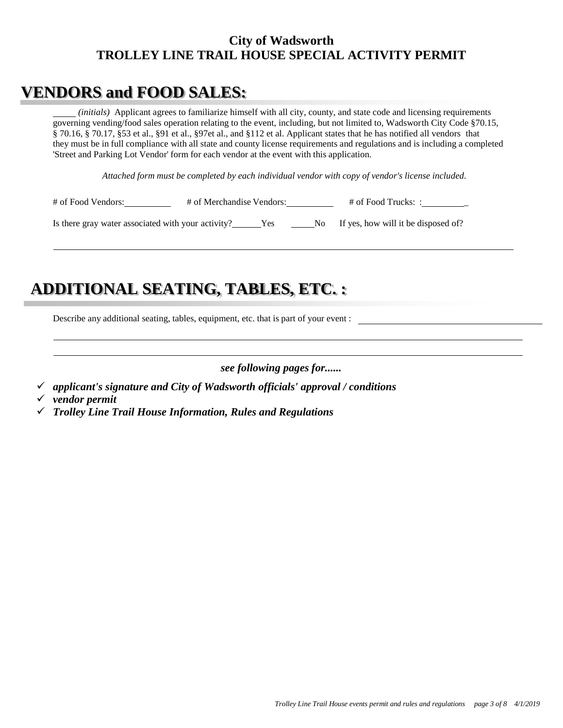**City of Wadsworth**
**TROLLEY LINE TRAIL HOUSE SPECIAL ACTIVITY PERMIT**

# VENDORS and FOOD SALES:

_____ *(initials)* Applicant agrees to familiarize himself with all city, county, and state code and licensing requirements governing vending/food sales operation relating to the event, including, but not limited to, Wadsworth City Code §70.15, § 70.16, § 70.17, §53 et al., §91 et al., §97et al., and §112 et al. Applicant states that he has notified all vendors that they must be in full compliance with all state and county license requirements and regulations and is including a completed 'Street and Parking Lot Vendor' form for each vendor at the event with this application.

*Attached form must be completed by each individual vendor with copy of vendor's license included.*

# of Food Vendors: __________ # of Merchandise Vendors: __________ # of Food Trucks: :__________

Is there gray water associated with your activity? ______Yes ______No If yes, how will it be disposed of?

______________________________________________________________________________

# ADDITIONAL SEATING, TABLES, ETC. :

Describe any additional seating, tables, equipment, etc. that is part of your event : ______________________________

______________________________________________________________________________

______________________________________________________________________________

***see following pages for......***

- ✓ ***applicant's signature and City of Wadsworth officials' approval / conditions***
- ✓ ***vendor permit***
- ✓ ***Trolley Line Trail House Information, Rules and Regulations***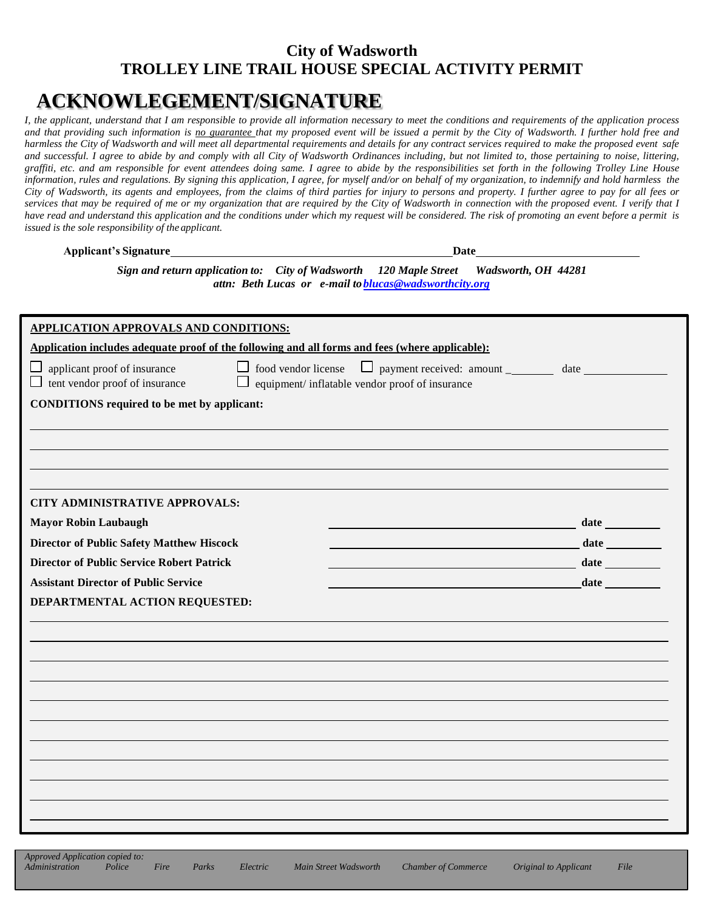# City of Wadsworth
# TROLLEY LINE TRAIL HOUSE SPECIAL ACTIVITY PERMIT

## ACKNOWLEGEMENT/SIGNATURE

*I, the applicant, understand that I am responsible to provide all information necessary to meet the conditions and requirements of the application process and that providing such information is no guarantee that my proposed event will be issued a permit by the City of Wadsworth. I further hold free and harmless the City of Wadsworth and will meet all departmental requirements and details for any contract services required to make the proposed event safe and successful. I agree to abide by and comply with all City of Wadsworth Ordinances including, but not limited to, those pertaining to noise, littering, graffiti, etc. and am responsible for event attendees doing same. I agree to abide by the responsibilities set forth in the following Trolley Line House information, rules and regulations. By signing this application, I agree, for myself and/or on behalf of my organization, to indemnify and hold harmless the City of Wadsworth, its agents and employees, from the claims of third parties for injury to persons and property. I further agree to pay for all fees or services that may be required of me or my organization that are required by the City of Wadsworth in connection with the proposed event. I verify that I have read and understand this application and the conditions under which my request will be considered. The risk of promoting an event before a permit is issued is the sole responsibility of the applicant.*

**Applicant's Signature**\_\_\_\_\_\_\_\_\_\_\_\_\_\_\_\_\_\_\_\_\_\_\_\_\_\_\_\_\_\_\_\_\_\_\_\_\_\_\_\_\_\_ **Date**\_\_\_\_\_\_\_\_\_\_\_\_\_\_\_\_\_\_\_\_\_\_\_\_

***Sign and return application to: City of Wadsworth 120 Maple Street Wadsworth, OH 44281***
***attn: Beth Lucas or e-mail to blucas@wadsworthcity.org***

---

**APPLICATION APPROVALS AND CONDITIONS:**

**Application includes adequate proof of the following and all forms and fees (where applicable):**

- ☐ applicant proof of insurance
- ☐ tent vendor proof of insurance
- ☐ food vendor license
- ☐ equipment/ inflatable vendor proof of insurance
- ☐ payment received: amount \_\_\_\_\_\_\_\_ date \_\_\_\_\_\_\_\_\_\_\_\_\_\_

**CONDITIONS required to be met by applicant:**

\_\_\_\_\_\_\_\_\_\_\_\_\_\_\_\_\_\_\_\_\_\_\_\_\_\_\_\_\_\_\_\_\_\_\_\_\_\_\_\_\_\_\_\_\_\_\_\_\_\_\_\_\_\_\_\_\_\_\_\_\_\_\_\_\_\_\_\_\_\_\_\_

\_\_\_\_\_\_\_\_\_\_\_\_\_\_\_\_\_\_\_\_\_\_\_\_\_\_\_\_\_\_\_\_\_\_\_\_\_\_\_\_\_\_\_\_\_\_\_\_\_\_\_\_\_\_\_\_\_\_\_\_\_\_\_\_\_\_\_\_\_\_\_\_

\_\_\_\_\_\_\_\_\_\_\_\_\_\_\_\_\_\_\_\_\_\_\_\_\_\_\_\_\_\_\_\_\_\_\_\_\_\_\_\_\_\_\_\_\_\_\_\_\_\_\_\_\_\_\_\_\_\_\_\_\_\_\_\_\_\_\_\_\_\_\_\_

\_\_\_\_\_\_\_\_\_\_\_\_\_\_\_\_\_\_\_\_\_\_\_\_\_\_\_\_\_\_\_\_\_\_\_\_\_\_\_\_\_\_\_\_\_\_\_\_\_\_\_\_\_\_\_\_\_\_\_\_\_\_\_\_\_\_\_\_\_\_\_\_

**CITY ADMINISTRATIVE APPROVALS:**

| | | |
|---|---|---|
| **Mayor Robin Laubaugh** | \_\_\_\_\_\_\_\_\_\_\_\_\_\_\_\_\_\_\_\_\_\_\_\_\_\_\_\_\_\_ | **date** \_\_\_\_\_\_\_\_ |
| **Director of Public Safety Matthew Hiscock** | \_\_\_\_\_\_\_\_\_\_\_\_\_\_\_\_\_\_\_\_\_\_\_\_\_\_\_\_\_\_ | **date** \_\_\_\_\_\_\_\_ |
| **Director of Public Service Robert Patrick** | \_\_\_\_\_\_\_\_\_\_\_\_\_\_\_\_\_\_\_\_\_\_\_\_\_\_\_\_\_\_ | **date** \_\_\_\_\_\_\_\_ |
| **Assistant Director of Public Service** | \_\_\_\_\_\_\_\_\_\_\_\_\_\_\_\_\_\_\_\_\_\_\_\_\_\_\_\_\_\_ | **date** \_\_\_\_\_\_\_\_ |

**DEPARTMENTAL ACTION REQUESTED:**

\_\_\_\_\_\_\_\_\_\_\_\_\_\_\_\_\_\_\_\_\_\_\_\_\_\_\_\_\_\_\_\_\_\_\_\_\_\_\_\_\_\_\_\_\_\_\_\_\_\_\_\_\_\_\_\_\_\_\_\_\_\_\_\_\_\_\_\_\_\_\_\_

\_\_\_\_\_\_\_\_\_\_\_\_\_\_\_\_\_\_\_\_\_\_\_\_\_\_\_\_\_\_\_\_\_\_\_\_\_\_\_\_\_\_\_\_\_\_\_\_\_\_\_\_\_\_\_\_\_\_\_\_\_\_\_\_\_\_\_\_\_\_\_\_

\_\_\_\_\_\_\_\_\_\_\_\_\_\_\_\_\_\_\_\_\_\_\_\_\_\_\_\_\_\_\_\_\_\_\_\_\_\_\_\_\_\_\_\_\_\_\_\_\_\_\_\_\_\_\_\_\_\_\_\_\_\_\_\_\_\_\_\_\_\_\_\_

\_\_\_\_\_\_\_\_\_\_\_\_\_\_\_\_\_\_\_\_\_\_\_\_\_\_\_\_\_\_\_\_\_\_\_\_\_\_\_\_\_\_\_\_\_\_\_\_\_\_\_\_\_\_\_\_\_\_\_\_\_\_\_\_\_\_\_\_\_\_\_\_

\_\_\_\_\_\_\_\_\_\_\_\_\_\_\_\_\_\_\_\_\_\_\_\_\_\_\_\_\_\_\_\_\_\_\_\_\_\_\_\_\_\_\_\_\_\_\_\_\_\_\_\_\_\_\_\_\_\_\_\_\_\_\_\_\_\_\_\_\_\_\_\_

\_\_\_\_\_\_\_\_\_\_\_\_\_\_\_\_\_\_\_\_\_\_\_\_\_\_\_\_\_\_\_\_\_\_\_\_\_\_\_\_\_\_\_\_\_\_\_\_\_\_\_\_\_\_\_\_\_\_\_\_\_\_\_\_\_\_\_\_\_\_\_\_

\_\_\_\_\_\_\_\_\_\_\_\_\_\_\_\_\_\_\_\_\_\_\_\_\_\_\_\_\_\_\_\_\_\_\_\_\_\_\_\_\_\_\_\_\_\_\_\_\_\_\_\_\_\_\_\_\_\_\_\_\_\_\_\_\_\_\_\_\_\_\_\_

\_\_\_\_\_\_\_\_\_\_\_\_\_\_\_\_\_\_\_\_\_\_\_\_\_\_\_\_\_\_\_\_\_\_\_\_\_\_\_\_\_\_\_\_\_\_\_\_\_\_\_\_\_\_\_\_\_\_\_\_\_\_\_\_\_\_\_\_\_\_\_\_

\_\_\_\_\_\_\_\_\_\_\_\_\_\_\_\_\_\_\_\_\_\_\_\_\_\_\_\_\_\_\_\_\_\_\_\_\_\_\_\_\_\_\_\_\_\_\_\_\_\_\_\_\_\_\_\_\_\_\_\_\_\_\_\_\_\_\_\_\_\_\_\_

\_\_\_\_\_\_\_\_\_\_\_\_\_\_\_\_\_\_\_\_\_\_\_\_\_\_\_\_\_\_\_\_\_\_\_\_\_\_\_\_\_\_\_\_\_\_\_\_\_\_\_\_\_\_\_\_\_\_\_\_\_\_\_\_\_\_\_\_\_\_\_\_

\_\_\_\_\_\_\_\_\_\_\_\_\_\_\_\_\_\_\_\_\_\_\_\_\_\_\_\_\_\_\_\_\_\_\_\_\_\_\_\_\_\_\_\_\_\_\_\_\_\_\_\_\_\_\_\_\_\_\_\_\_\_\_\_\_\_\_\_\_\_\_\_

---

*Approved Application copied to:*
*Administration   Police   Fire   Parks   Electric   Main Street Wadsworth   Chamber of Commerce   Original to Applicant   File*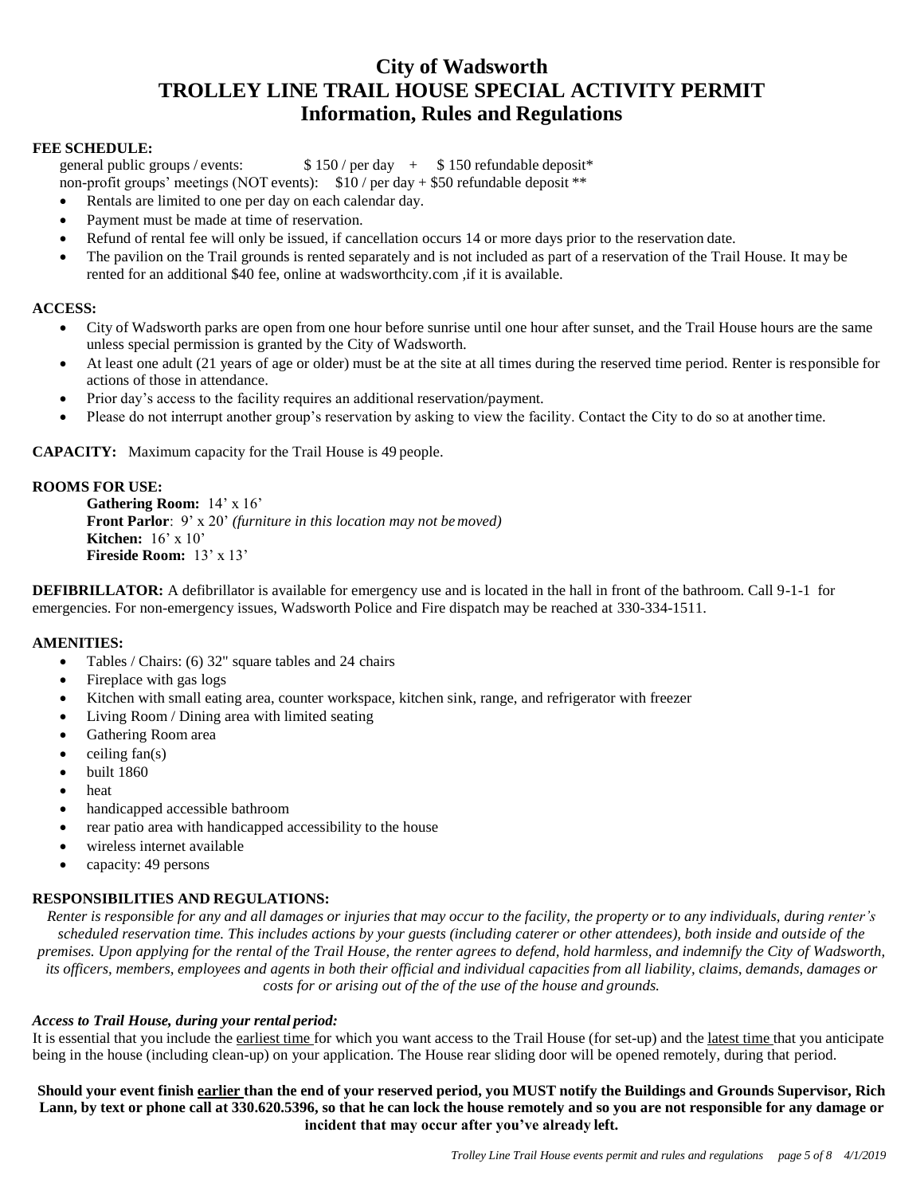# City of Wadsworth
# TROLLEY LINE TRAIL HOUSE SPECIAL ACTIVITY PERMIT
## Information, Rules and Regulations

**FEE SCHEDULE:**

general public groups / events: $ 150 / per day + $ 150 refundable deposit*

non-profit groups' meetings (NOT events): $10 / per day + $50 refundable deposit **

- Rentals are limited to one per day on each calendar day.
- Payment must be made at time of reservation.
- Refund of rental fee will only be issued, if cancellation occurs 14 or more days prior to the reservation date.
- The pavilion on the Trail grounds is rented separately and is not included as part of a reservation of the Trail House. It may be rented for an additional $40 fee, online at wadsworthcity.com ,if it is available.

**ACCESS:**

- City of Wadsworth parks are open from one hour before sunrise until one hour after sunset, and the Trail House hours are the same unless special permission is granted by the City of Wadsworth.
- At least one adult (21 years of age or older) must be at the site at all times during the reserved time period. Renter is responsible for actions of those in attendance.
- Prior day's access to the facility requires an additional reservation/payment.
- Please do not interrupt another group's reservation by asking to view the facility. Contact the City to do so at another time.

**CAPACITY:** Maximum capacity for the Trail House is 49 people.

**ROOMS FOR USE:**

**Gathering Room:** 14' x 16'
**Front Parlor**: 9' x 20' *(furniture in this location may not be moved)*
**Kitchen:** 16' x 10'
**Fireside Room:** 13' x 13'

**DEFIBRILLATOR:** A defibrillator is available for emergency use and is located in the hall in front of the bathroom. Call 9-1-1 for emergencies. For non-emergency issues, Wadsworth Police and Fire dispatch may be reached at 330-334-1511.

**AMENITIES:**

- Tables / Chairs: (6) 32" square tables and 24 chairs
- Fireplace with gas logs
- Kitchen with small eating area, counter workspace, kitchen sink, range, and refrigerator with freezer
- Living Room / Dining area with limited seating
- Gathering Room area
- ceiling fan(s)
- built 1860
- heat
- handicapped accessible bathroom
- rear patio area with handicapped accessibility to the house
- wireless internet available
- capacity: 49 persons

**RESPONSIBILITIES AND REGULATIONS:**

*Renter is responsible for any and all damages or injuries that may occur to the facility, the property or to any individuals, during renter's scheduled reservation time. This includes actions by your guests (including caterer or other attendees), both inside and outside of the premises. Upon applying for the rental of the Trail House, the renter agrees to defend, hold harmless, and indemnify the City of Wadsworth, its officers, members, employees and agents in both their official and individual capacities from all liability, claims, demands, damages or costs for or arising out of the of the use of the house and grounds.*

***Access to Trail House, during your rental period:***

It is essential that you include the <u>earliest time</u> for which you want access to the Trail House (for set-up) and the <u>latest time</u> that you anticipate being in the house (including clean-up) on your application. The House rear sliding door will be opened remotely, during that period.

**Should your event finish <u>earlier</u> than the end of your reserved period, you MUST notify the Buildings and Grounds Supervisor, Rich Lann, by text or phone call at 330.620.5396, so that he can lock the house remotely and so you are not responsible for any damage or incident that may occur after you've already left.**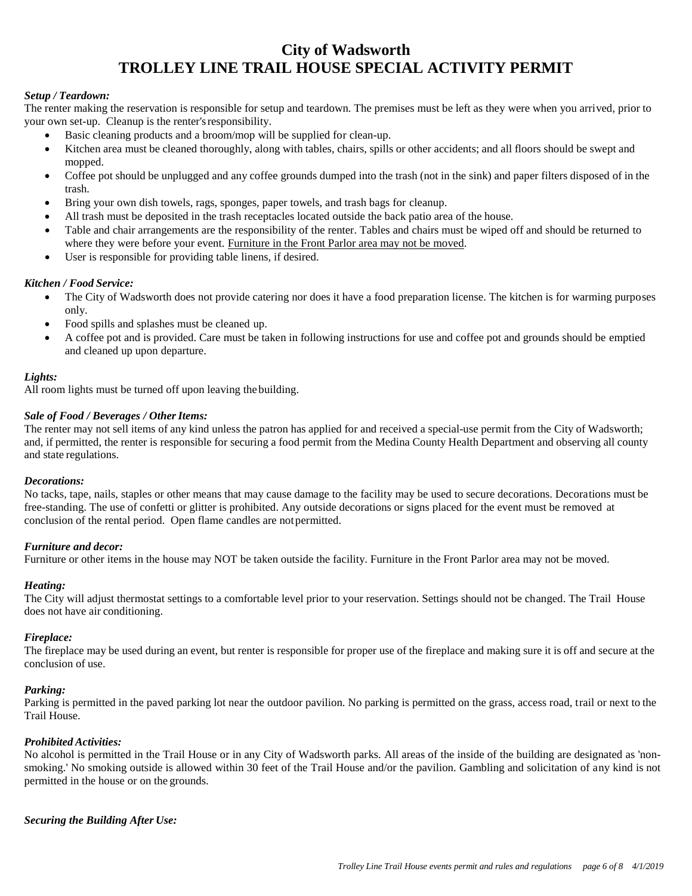# City of Wadsworth
# TROLLEY LINE TRAIL HOUSE SPECIAL ACTIVITY PERMIT

***Setup / Teardown:***

The renter making the reservation is responsible for setup and teardown. The premises must be left as they were when you arrived, prior to your own set-up. Cleanup is the renter's responsibility.

- Basic cleaning products and a broom/mop will be supplied for clean-up.
- Kitchen area must be cleaned thoroughly, along with tables, chairs, spills or other accidents; and all floors should be swept and mopped.
- Coffee pot should be unplugged and any coffee grounds dumped into the trash (not in the sink) and paper filters disposed of in the trash.
- Bring your own dish towels, rags, sponges, paper towels, and trash bags for cleanup.
- All trash must be deposited in the trash receptacles located outside the back patio area of the house.
- Table and chair arrangements are the responsibility of the renter. Tables and chairs must be wiped off and should be returned to where they were before your event. <u>Furniture in the Front Parlor area may not be moved</u>.
- User is responsible for providing table linens, if desired.

***Kitchen / Food Service:***

- The City of Wadsworth does not provide catering nor does it have a food preparation license. The kitchen is for warming purposes only.
- Food spills and splashes must be cleaned up.
- A coffee pot and is provided. Care must be taken in following instructions for use and coffee pot and grounds should be emptied and cleaned up upon departure.

***Lights:***

All room lights must be turned off upon leaving the building.

***Sale of Food / Beverages / Other Items:***

The renter may not sell items of any kind unless the patron has applied for and received a special-use permit from the City of Wadsworth; and, if permitted, the renter is responsible for securing a food permit from the Medina County Health Department and observing all county and state regulations.

***Decorations:***

No tacks, tape, nails, staples or other means that may cause damage to the facility may be used to secure decorations. Decorations must be free-standing. The use of confetti or glitter is prohibited. Any outside decorations or signs placed for the event must be removed at conclusion of the rental period. Open flame candles are not permitted.

***Furniture and decor:***

Furniture or other items in the house may NOT be taken outside the facility. Furniture in the Front Parlor area may not be moved.

***Heating:***

The City will adjust thermostat settings to a comfortable level prior to your reservation. Settings should not be changed. The Trail House does not have air conditioning.

***Fireplace:***

The fireplace may be used during an event, but renter is responsible for proper use of the fireplace and making sure it is off and secure at the conclusion of use.

***Parking:***

Parking is permitted in the paved parking lot near the outdoor pavilion. No parking is permitted on the grass, access road, trail or next to the Trail House.

***Prohibited Activities:***

No alcohol is permitted in the Trail House or in any City of Wadsworth parks. All areas of the inside of the building are designated as 'non-smoking.' No smoking outside is allowed within 30 feet of the Trail House and/or the pavilion. Gambling and solicitation of any kind is not permitted in the house or on the grounds.

***Securing the Building After Use:***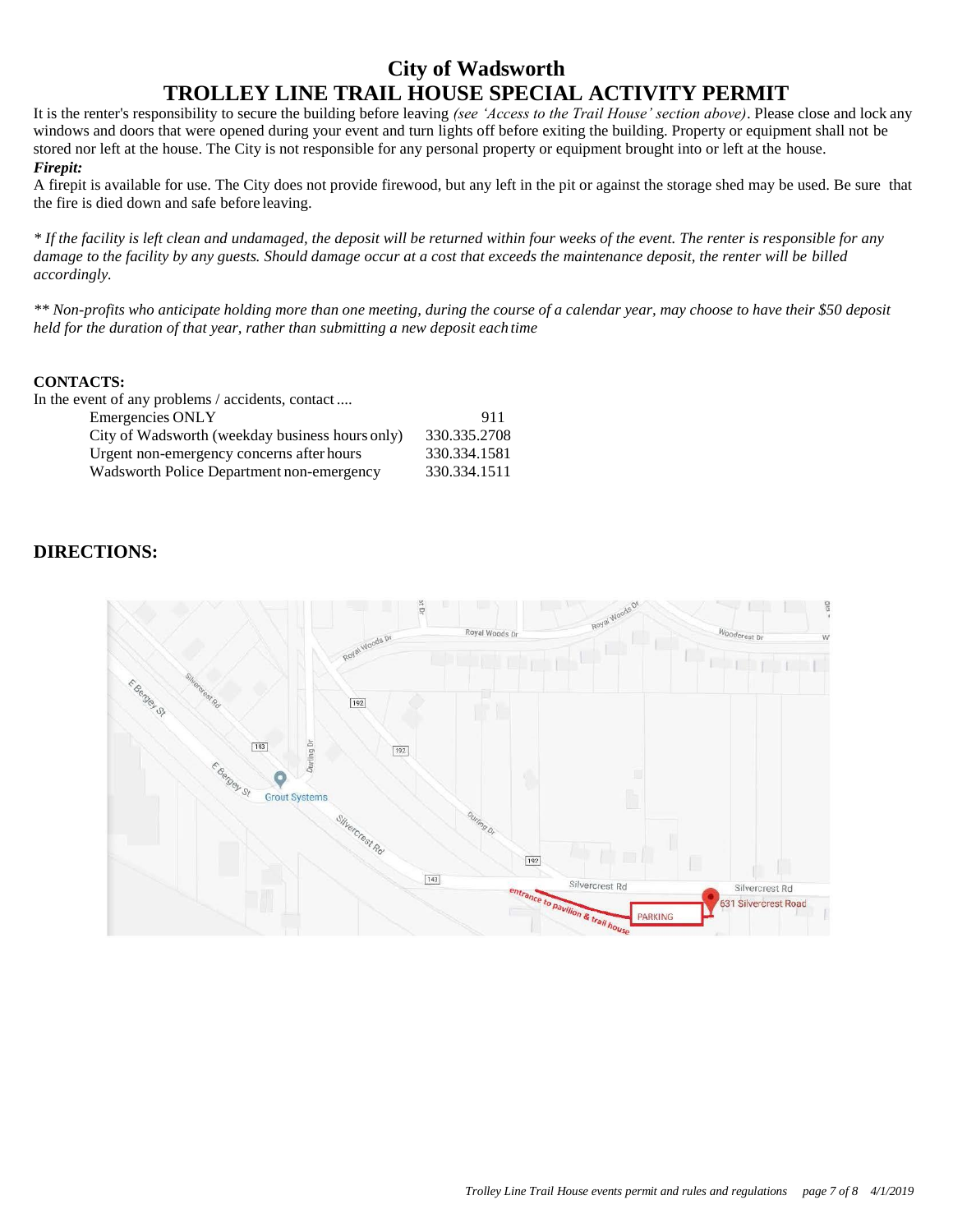# City of Wadsworth

# TROLLEY LINE TRAIL HOUSE SPECIAL ACTIVITY PERMIT

It is the renter's responsibility to secure the building before leaving *(see 'Access to the Trail House' section above)*. Please close and lock any windows and doors that were opened during your event and turn lights off before exiting the building. Property or equipment shall not be stored nor left at the house. The City is not responsible for any personal property or equipment brought into or left at the house.

***Firepit:***

A firepit is available for use. The City does not provide firewood, but any left in the pit or against the storage shed may be used. Be sure that the fire is died down and safe before leaving.

*\* If the facility is left clean and undamaged, the deposit will be returned within four weeks of the event. The renter is responsible for any damage to the facility by any guests. Should damage occur at a cost that exceeds the maintenance deposit, the renter will be billed accordingly.*

*\*\* Non-profits who anticipate holding more than one meeting, during the course of a calendar year, may choose to have their $50 deposit held for the duration of that year, rather than submitting a new deposit each time*

**CONTACTS:**

In the event of any problems / accidents, contact....

| | |
|---|---|
| Emergencies ONLY | 911 |
| City of Wadsworth (weekday business hours only) | 330.335.2708 |
| Urgent non-emergency concerns after hours | 330.334.1581 |
| Wadsworth Police Department non-emergency | 330.334.1511 |

## DIRECTIONS: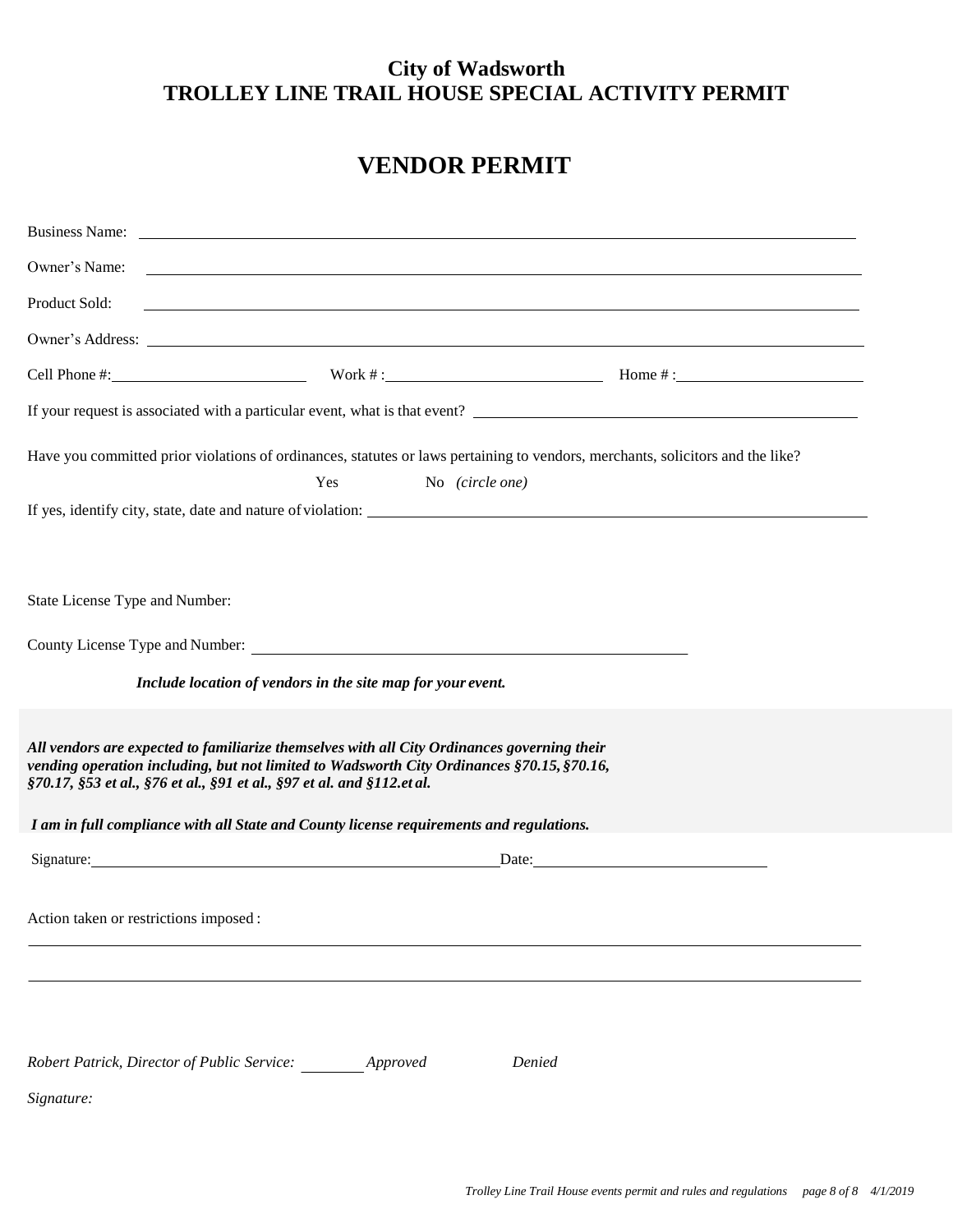# City of Wadsworth
# TROLLEY LINE TRAIL HOUSE SPECIAL ACTIVITY PERMIT

## VENDOR PERMIT

Business Name: ______________________________

Owner's Name: ______________________________

Product Sold: ______________________________

Owner's Address: ______________________________

Cell Phone #: ______________ Work # : ______________ Home # : ______________

If your request is associated with a particular event, what is that event? ______________________________

Have you committed prior violations of ordinances, statutes or laws pertaining to vendors, merchants, solicitors and the like?

Yes No *(circle one)*

If yes, identify city, state, date and nature of violation: ______________________________

State License Type and Number:

County License Type and Number: ______________________________

***Include location of vendors in the site map for your event.***

***All vendors are expected to familiarize themselves with all City Ordinances governing their vending operation including, but not limited to Wadsworth City Ordinances §70.15, §70.16, §70.17, §53 et al., §76 et al., §91 et al., §97 et al. and §112.et al.***

***I am in full compliance with all State and County license requirements and regulations.***

Signature: ______________________________ Date: ______________

Action taken or restrictions imposed :

______________________________

______________________________

*Robert Patrick, Director of Public Service:* ________ *Approved* *Denied*

*Signature:*